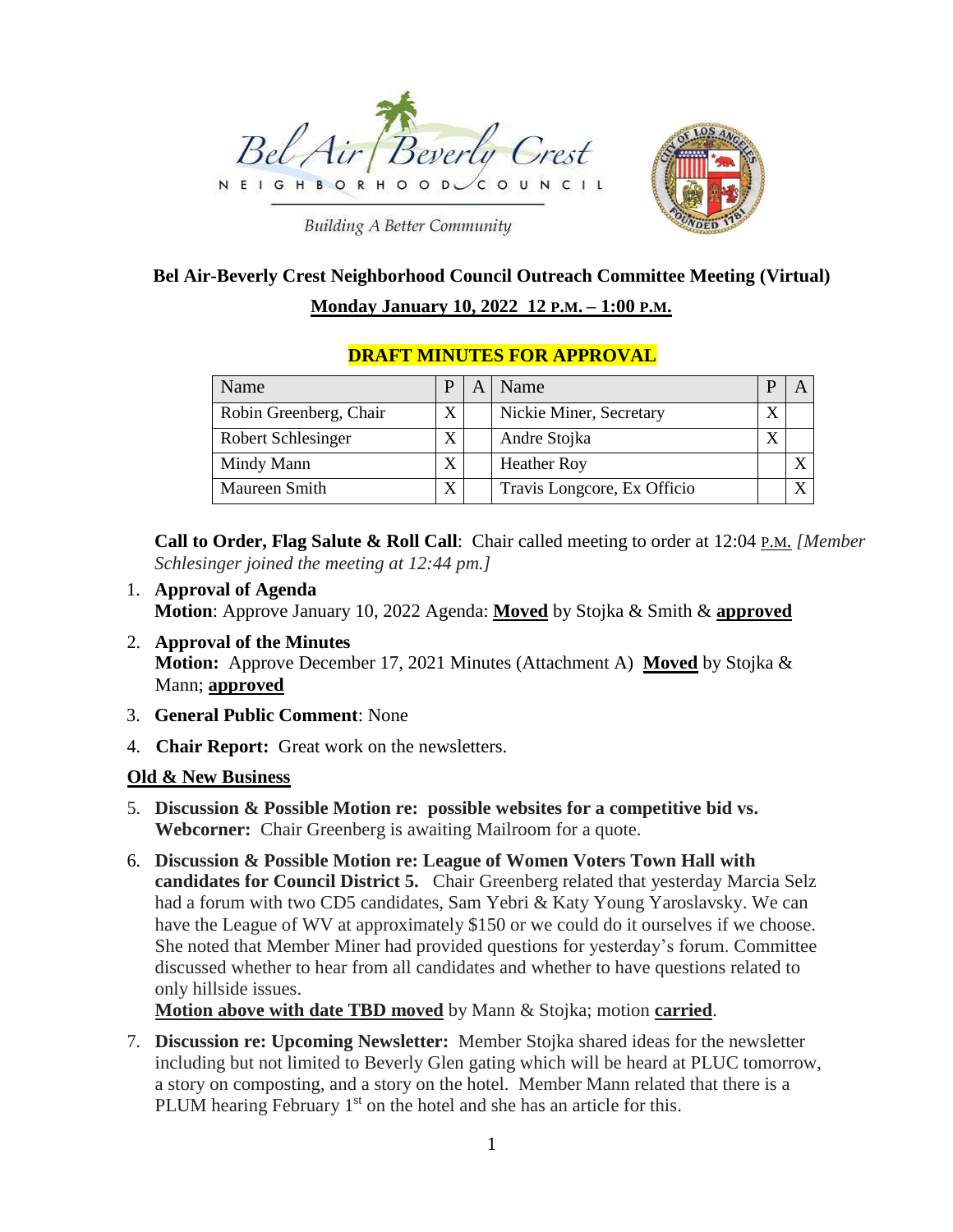Bel Air Beverly Crest

NEIGHBORHOOD COUNCIL

Building A Better Community

# Bel Air-Beverly Crest Neighborhood Council Outreach Committee Meeting (Virtual)

**Monday January 10, 2022 12 P.M. – 1:00 P.M.**

**DRAFT MINUTES FOR APPROVAL**

| Name | P | A | Name | P | A |
|---|---|---|---|---|---|
| Robin Greenberg, Chair | X | | Nickie Miner, Secretary | X | |
| Robert Schlesinger | X | | Andre Stojka | X | |
| Mindy Mann | X | | Heather Roy | | X |
| Maureen Smith | X | | Travis Longcore, Ex Officio | | X |

**Call to Order, Flag Salute & Roll Call**: Chair called meeting to order at 12:04 P.M. *[Member Schlesinger joined the meeting at 12:44 pm.]*

1. **Approval of Agenda**
   **Motion**: Approve January 10, 2022 Agenda: **Moved** by Stojka & Smith & **approved**
2. **Approval of the Minutes**
   **Motion:** Approve December 17, 2021 Minutes (Attachment A) **Moved** by Stojka & Mann; **approved**
3. **General Public Comment**: None
4. **Chair Report:** Great work on the newsletters.

**Old & New Business**

5. **Discussion & Possible Motion re: possible websites for a competitive bid vs. Webcorner:** Chair Greenberg is awaiting Mailroom for a quote.
6. **Discussion & Possible Motion re: League of Women Voters Town Hall with candidates for Council District 5.** Chair Greenberg related that yesterday Marcia Selz had a forum with two CD5 candidates, Sam Yebri & Katy Young Yaroslavsky. We can have the League of WV at approximately $150 or we could do it ourselves if we choose. She noted that Member Miner had provided questions for yesterday's forum. Committee discussed whether to hear from all candidates and whether to have questions related to only hillside issues.
   **Motion above with date TBD moved** by Mann & Stojka; motion **carried**.
7. **Discussion re: Upcoming Newsletter:** Member Stojka shared ideas for the newsletter including but not limited to Beverly Glen gating which will be heard at PLUC tomorrow, a story on composting, and a story on the hotel. Member Mann related that there is a PLUM hearing February 1st on the hotel and she has an article for this.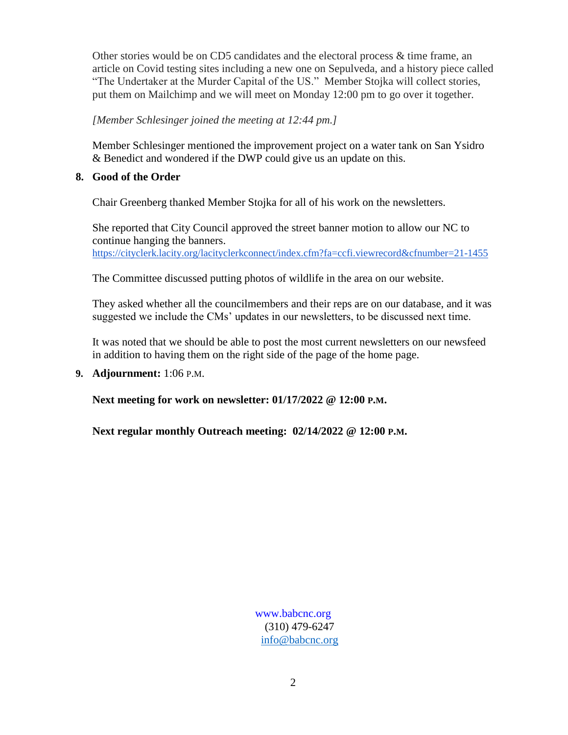Other stories would be on CD5 candidates and the electoral process & time frame, an article on Covid testing sites including a new one on Sepulveda, and a history piece called "The Undertaker at the Murder Capital of the US." Member Stojka will collect stories, put them on Mailchimp and we will meet on Monday 12:00 pm to go over it together.

*[Member Schlesinger joined the meeting at 12:44 pm.]*

Member Schlesinger mentioned the improvement project on a water tank on San Ysidro & Benedict and wondered if the DWP could give us an update on this.

**8. Good of the Order**

Chair Greenberg thanked Member Stojka for all of his work on the newsletters.

She reported that City Council approved the street banner motion to allow our NC to continue hanging the banners.
https://cityclerk.lacity.org/lacityclerkconnect/index.cfm?fa=ccfi.viewrecord&cfnumber=21-1455

The Committee discussed putting photos of wildlife in the area on our website.

They asked whether all the councilmembers and their reps are on our database, and it was suggested we include the CMs' updates in our newsletters, to be discussed next time.

It was noted that we should be able to post the most current newsletters on our newsfeed in addition to having them on the right side of the page of the home page.

**9. Adjournment:** 1:06 P.M.

**Next meeting for work on newsletter: 01/17/2022 @ 12:00 P.M.**

**Next regular monthly Outreach meeting: 02/14/2022 @ 12:00 P.M.**

www.babcnc.org
(310) 479-6247
info@babcnc.org